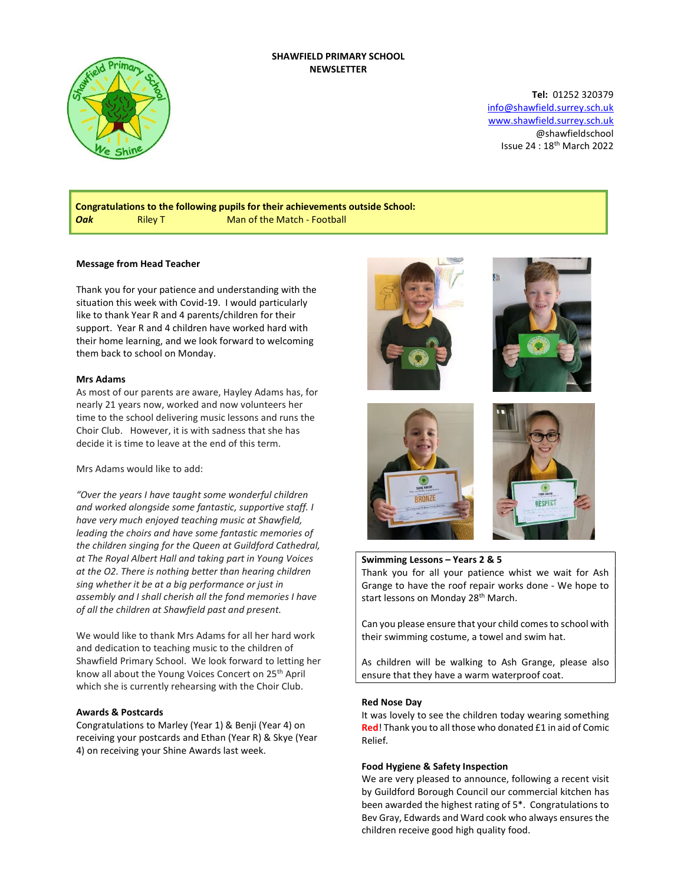**SHAWFIELD PRIMARY SCHOOL**
**NEWSLETTER**

**Tel:** 01252 320379
info@shawfield.surrey.sch.uk
www.shawfield.surrey.sch.uk
@shawfieldschool
Issue 24 : 18th March 2022

**Congratulations to the following pupils for their achievements outside School:**

| | | |
|---|---|---|
| ***Oak*** | Riley T | Man of the Match - Football |

**Message from Head Teacher**

Thank you for your patience and understanding with the situation this week with Covid-19. I would particularly like to thank Year R and 4 parents/children for their support. Year R and 4 children have worked hard with their home learning, and we look forward to welcoming them back to school on Monday.

**Mrs Adams**

As most of our parents are aware, Hayley Adams has, for nearly 21 years now, worked and now volunteers her time to the school delivering music lessons and runs the Choir Club. However, it is with sadness that she has decide it is time to leave at the end of this term.

Mrs Adams would like to add:

*"Over the years I have taught some wonderful children and worked alongside some fantastic, supportive staff. I have very much enjoyed teaching music at Shawfield, leading the choirs and have some fantastic memories of the children singing for the Queen at Guildford Cathedral, at The Royal Albert Hall and taking part in Young Voices at the O2. There is nothing better than hearing children sing whether it be at a big performance or just in assembly and I shall cherish all the fond memories I have of all the children at Shawfield past and present.*

We would like to thank Mrs Adams for all her hard work and dedication to teaching music to the children of Shawfield Primary School. We look forward to letting her know all about the Young Voices Concert on 25th April which she is currently rehearsing with the Choir Club.

**Awards & Postcards**

Congratulations to Marley (Year 1) & Benji (Year 4) on receiving your postcards and Ethan (Year R) & Skye (Year 4) on receiving your Shine Awards last week.

**Swimming Lessons – Years 2 & 5**

Thank you for all your patience whilst we wait for Ash Grange to have the roof repair works done - We hope to start lessons on Monday 28th March.

Can you please ensure that your child comes to school with their swimming costume, a towel and swim hat.

As children will be walking to Ash Grange, please also ensure that they have a warm waterproof coat.

**Red Nose Day**

It was lovely to see the children today wearing something **Red**! Thank you to all those who donated £1 in aid of Comic Relief.

**Food Hygiene & Safety Inspection**

We are very pleased to announce, following a recent visit by Guildford Borough Council our commercial kitchen has been awarded the highest rating of 5*. Congratulations to Bev Gray, Edwards and Ward cook who always ensures the children receive good high quality food.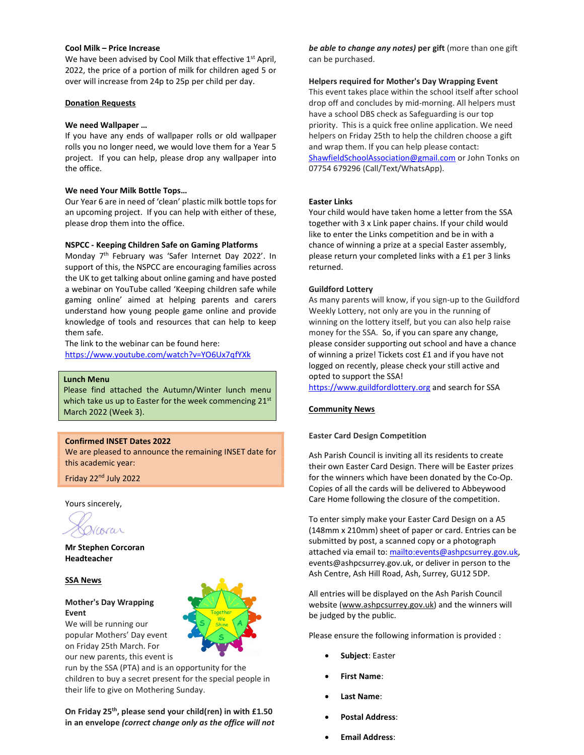**Cool Milk – Price Increase**

We have been advised by Cool Milk that effective 1st April, 2022, the price of a portion of milk for children aged 5 or over will increase from 24p to 25p per child per day.

**Donation Requests**

**We need Wallpaper …**

If you have any ends of wallpaper rolls or old wallpaper rolls you no longer need, we would love them for a Year 5 project. If you can help, please drop any wallpaper into the office.

**We need Your Milk Bottle Tops…**

Our Year 6 are in need of 'clean' plastic milk bottle tops for an upcoming project. If you can help with either of these, please drop them into the office.

**NSPCC - Keeping Children Safe on Gaming Platforms**

Monday 7th February was 'Safer Internet Day 2022'. In support of this, the NSPCC are encouraging families across the UK to get talking about online gaming and have posted a webinar on YouTube called 'Keeping children safe while gaming online' aimed at helping parents and carers understand how young people game online and provide knowledge of tools and resources that can help to keep them safe.

The link to the webinar can be found here: https://www.youtube.com/watch?v=YO6Ux7qfYXk

**Lunch Menu**

Please find attached the Autumn/Winter lunch menu which take us up to Easter for the week commencing 21st March 2022 (Week 3).

**Confirmed INSET Dates 2022**

We are pleased to announce the remaining INSET date for this academic year:

Friday 22nd July 2022

Yours sincerely,

**Mr Stephen Corcoran**
**Headteacher**

**SSA News**

**Mother's Day Wrapping Event**

We will be running our popular Mothers' Day event on Friday 25th March. For our new parents, this event is run by the SSA (PTA) and is an opportunity for the children to buy a secret present for the special people in their life to give on Mothering Sunday.

**On Friday 25th, please send your child(ren) in with £1.50 in an envelope *(correct change only as the office will not be able to change any notes)* per gift** (more than one gift can be purchased.

**Helpers required for Mother's Day Wrapping Event**

This event takes place within the school itself after school drop off and concludes by mid-morning. All helpers must have a school DBS check as Safeguarding is our top priority. This is a quick free online application. We need helpers on Friday 25th to help the children choose a gift and wrap them. If you can help please contact: ShawfieldSchoolAssociation@gmail.com or John Tonks on 07754 679296 (Call/Text/WhatsApp).

**Easter Links**

Your child would have taken home a letter from the SSA together with 3 x Link paper chains. If your child would like to enter the Links competition and be in with a chance of winning a prize at a special Easter assembly, please return your completed links with a £1 per 3 links returned.

**Guildford Lottery**

As many parents will know, if you sign-up to the Guildford Weekly Lottery, not only are you in the running of winning on the lottery itself, but you can also help raise money for the SSA. So, if you can spare any change, please consider supporting out school and have a chance of winning a prize! Tickets cost £1 and if you have not logged on recently, please check your still active and opted to support the SSA!

https://www.guildfordlottery.org and search for SSA

**Community News**

**Easter Card Design Competition**

Ash Parish Council is inviting all its residents to create their own Easter Card Design. There will be Easter prizes for the winners which have been donated by the Co-Op. Copies of all the cards will be delivered to Abbeywood Care Home following the closure of the competition.

To enter simply make your Easter Card Design on a A5 (148mm x 210mm) sheet of paper or card. Entries can be submitted by post, a scanned copy or a photograph attached via email to: mailto:events@ashpcsurrey.gov.uk, events@ashpcsurrey.gov.uk, or deliver in person to the Ash Centre, Ash Hill Road, Ash, Surrey, GU12 5DP.

All entries will be displayed on the Ash Parish Council website (www.ashpcsurrey.gov.uk) and the winners will be judged by the public.

Please ensure the following information is provided :

- **Subject**: Easter
- **First Name**:
- **Last Name**:
- **Postal Address**:
- **Email Address**: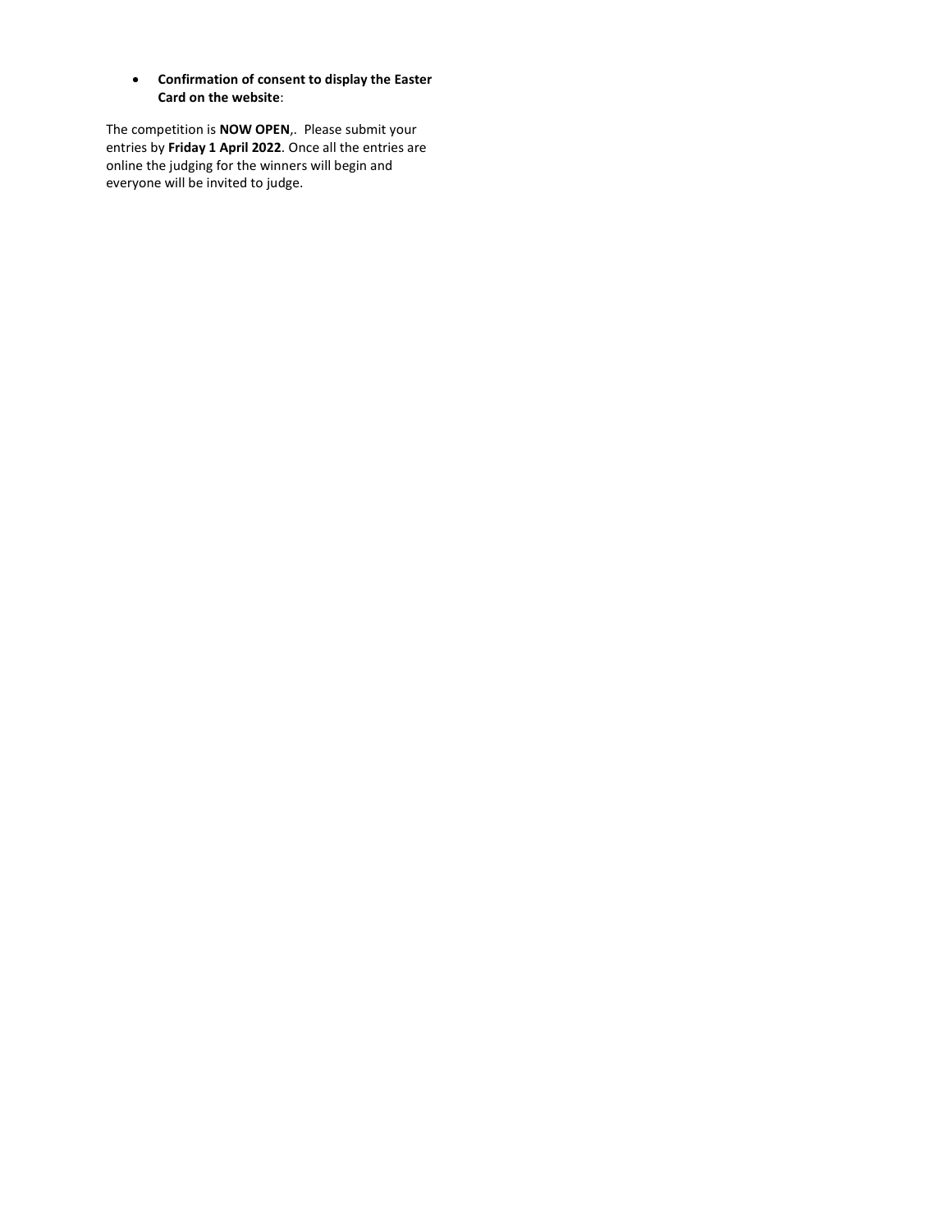- **Confirmation of consent to display the Easter Card on the website**:

The competition is **NOW OPEN**,. Please submit your entries by **Friday 1 April 2022**. Once all the entries are online the judging for the winners will begin and everyone will be invited to judge.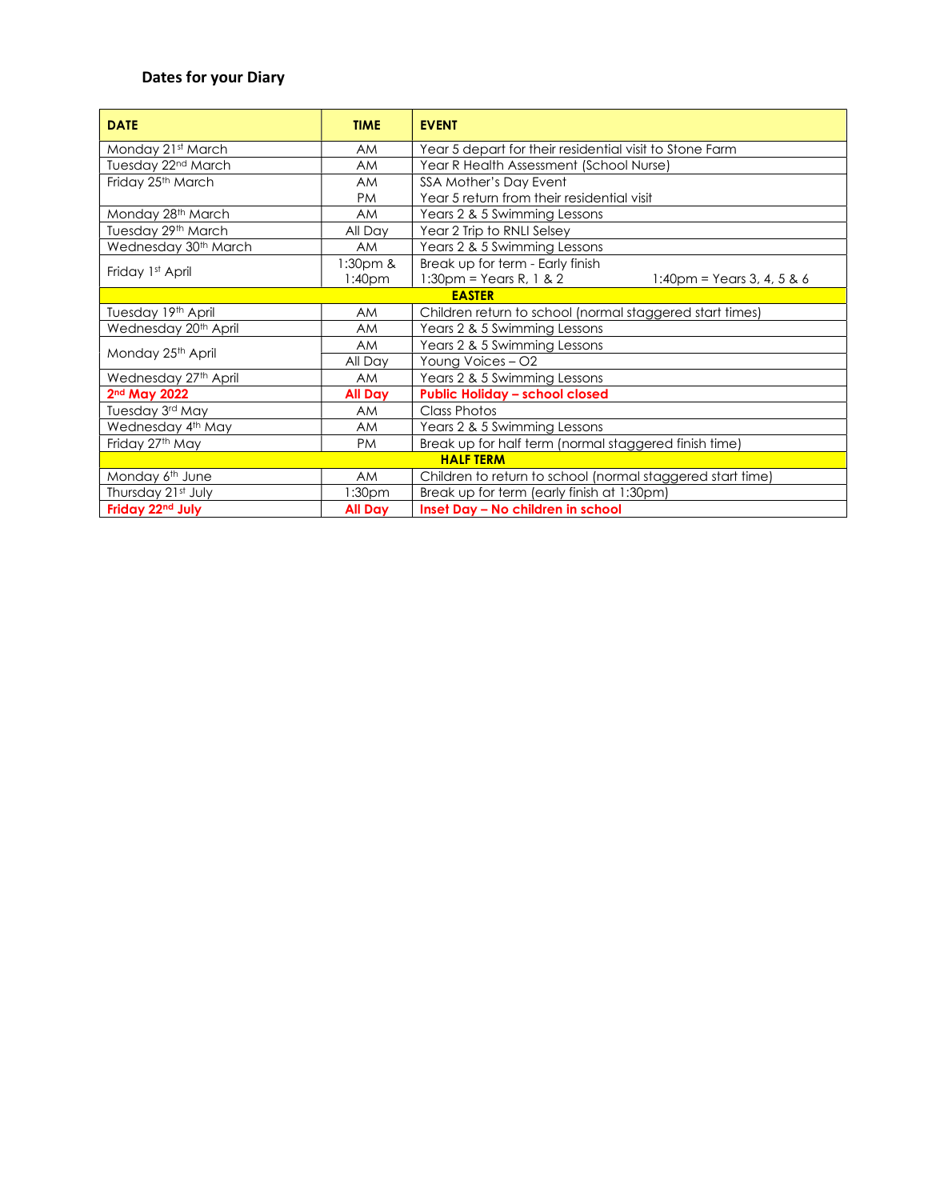### Dates for your Diary

| DATE | TIME | EVENT |
|---|---|---|
| Monday 21st March | AM | Year 5 depart for their residential visit to Stone Farm |
| Tuesday 22nd March | AM | Year R Health Assessment (School Nurse) |
| Friday 25th March | AM | SSA Mother's Day Event |
| | PM | Year 5 return from their residential visit |
| Monday 28th March | AM | Years 2 & 5 Swimming Lessons |
| Tuesday 29th March | All Day | Year 2 Trip to RNLI Selsey |
| Wednesday 30th March | AM | Years 2 & 5 Swimming Lessons |
| Friday 1st April | 1:30pm & 1:40pm | Break up for term - Early finish<br>1:30pm = Years R, 1 & 2 1:40pm = Years 3, 4, 5 & 6 |
| **EASTER** | | |
| Tuesday 19th April | AM | Children return to school (normal staggered start times) |
| Wednesday 20th April | AM | Years 2 & 5 Swimming Lessons |
| Monday 25th April | AM | Years 2 & 5 Swimming Lessons |
| | All Day | Young Voices – O2 |
| Wednesday 27th April | AM | Years 2 & 5 Swimming Lessons |
| **2nd May 2022** | **All Day** | **Public Holiday – school closed** |
| Tuesday 3rd May | AM | Class Photos |
| Wednesday 4th May | AM | Years 2 & 5 Swimming Lessons |
| Friday 27th May | PM | Break up for half term (normal staggered finish time) |
| **HALF TERM** | | |
| Monday 6th June | AM | Children to return to school (normal staggered start time) |
| Thursday 21st July | 1:30pm | Break up for term (early finish at 1:30pm) |
| **Friday 22nd July** | **All Day** | **Inset Day – No children in school** |